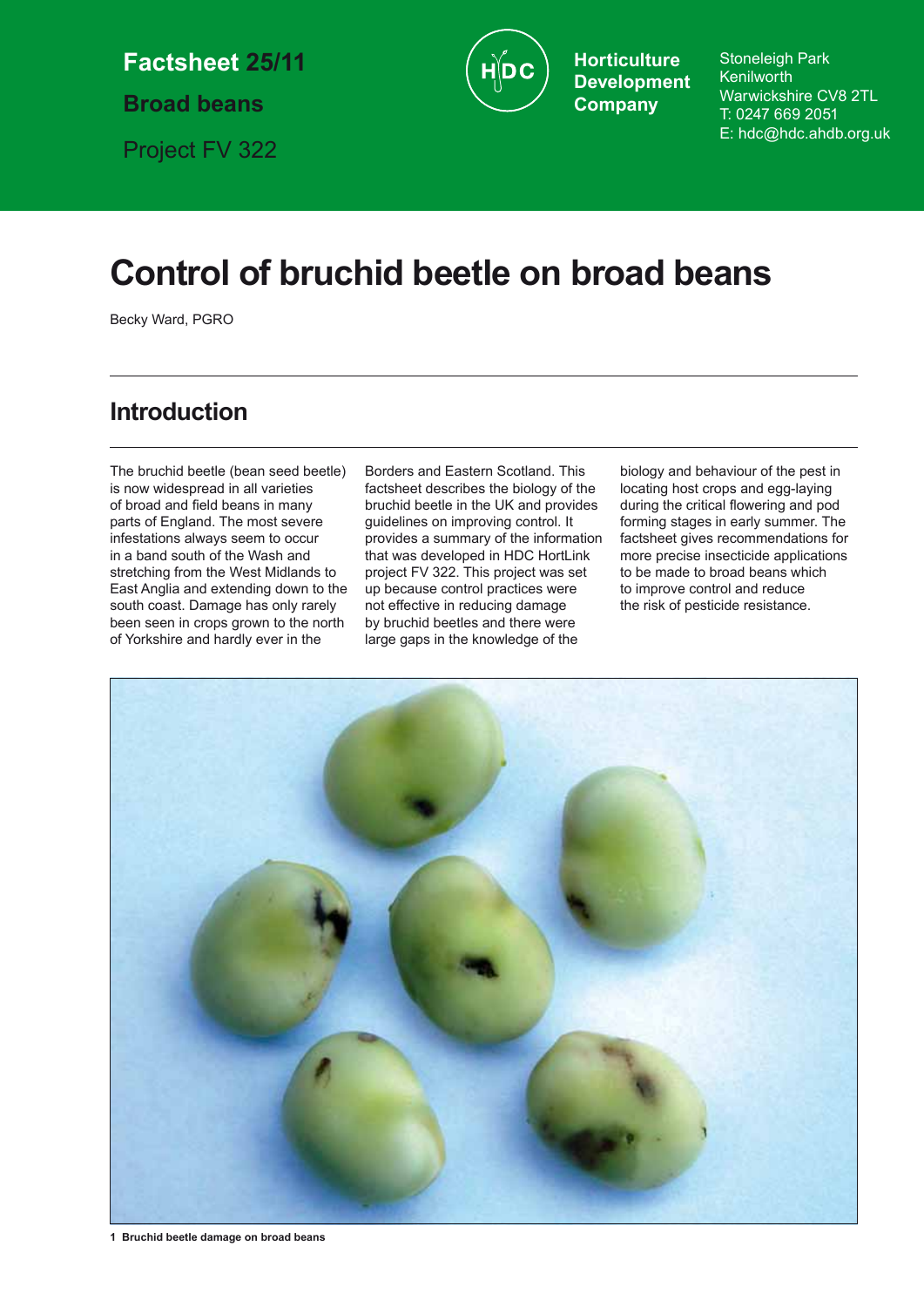Factsheet 25/11

**Broad beans**

Project FV 322

**Horticulture Development Company**

Stoneleigh Park
Kenilworth
Warwickshire CV8 2TL
T: 0247 669 2051
E: hdc@hdc.ahdb.org.uk

# Control of bruchid beetle on broad beans

Becky Ward, PGRO

## Introduction

The bruchid beetle (bean seed beetle) is now widespread in all varieties of broad and field beans in many parts of England. The most severe infestations always seem to occur in a band south of the Wash and stretching from the West Midlands to East Anglia and extending down to the south coast. Damage has only rarely been seen in crops grown to the north of Yorkshire and hardly ever in the Borders and Eastern Scotland. This factsheet describes the biology of the bruchid beetle in the UK and provides guidelines on improving control. It provides a summary of the information that was developed in HDC HortLink project FV 322. This project was set up because control practices were not effective in reducing damage by bruchid beetles and there were large gaps in the knowledge of the biology and behaviour of the pest in locating host crops and egg-laying during the critical flowering and pod forming stages in early summer. The factsheet gives recommendations for more precise insecticide applications to be made to broad beans which to improve control and reduce the risk of pesticide resistance.

**1 Bruchid beetle damage on broad beans**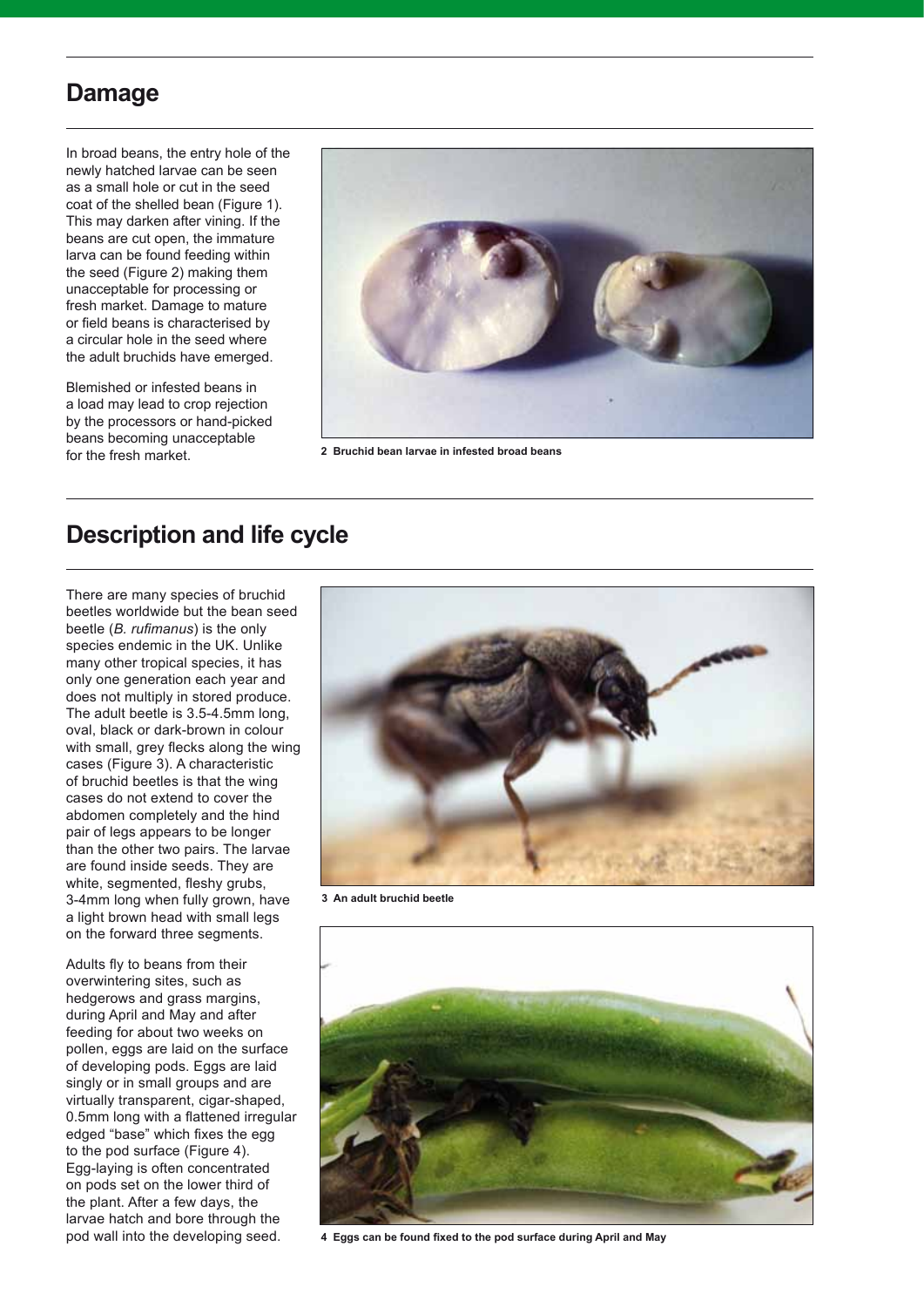## Damage

In broad beans, the entry hole of the newly hatched larvae can be seen as a small hole or cut in the seed coat of the shelled bean (Figure 1). This may darken after vining. If the beans are cut open, the immature larva can be found feeding within the seed (Figure 2) making them unacceptable for processing or fresh market. Damage to mature or field beans is characterised by a circular hole in the seed where the adult bruchids have emerged.

Blemished or infested beans in a load may lead to crop rejection by the processors or hand-picked beans becoming unacceptable for the fresh market.

**2 Bruchid bean larvae in infested broad beans**

## Description and life cycle

There are many species of bruchid beetles worldwide but the bean seed beetle (*B. rufimanus*) is the only species endemic in the UK. Unlike many other tropical species, it has only one generation each year and does not multiply in stored produce. The adult beetle is 3.5-4.5mm long, oval, black or dark-brown in colour with small, grey flecks along the wing cases (Figure 3). A characteristic of bruchid beetles is that the wing cases do not extend to cover the abdomen completely and the hind pair of legs appears to be longer than the other two pairs. The larvae are found inside seeds. They are white, segmented, fleshy grubs, 3-4mm long when fully grown, have a light brown head with small legs on the forward three segments.

Adults fly to beans from their overwintering sites, such as hedgerows and grass margins, during April and May and after feeding for about two weeks on pollen, eggs are laid on the surface of developing pods. Eggs are laid singly or in small groups and are virtually transparent, cigar-shaped, 0.5mm long with a flattened irregular edged "base" which fixes the egg to the pod surface (Figure 4). Egg-laying is often concentrated on pods set on the lower third of the plant. After a few days, the larvae hatch and bore through the pod wall into the developing seed.

**3 An adult bruchid beetle**

**4 Eggs can be found fixed to the pod surface during April and May**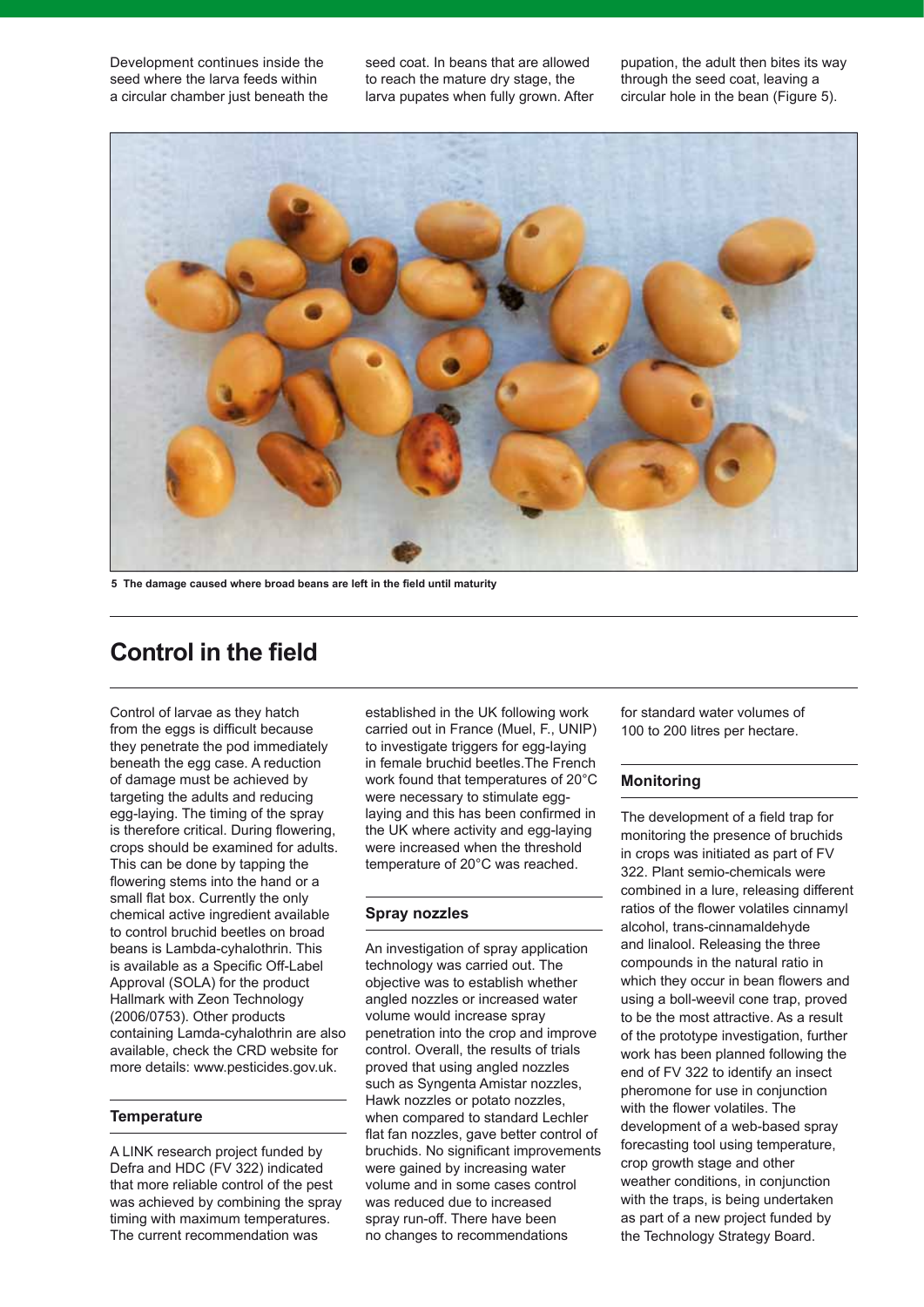Development continues inside the seed where the larva feeds within a circular chamber just beneath the seed coat. In beans that are allowed to reach the mature dry stage, the larva pupates when fully grown. After pupation, the adult then bites its way through the seed coat, leaving a circular hole in the bean (Figure 5).

**5 The damage caused where broad beans are left in the field until maturity**

## Control in the field

Control of larvae as they hatch from the eggs is difficult because they penetrate the pod immediately beneath the egg case. A reduction of damage must be achieved by targeting the adults and reducing egg-laying. The timing of the spray is therefore critical. During flowering, crops should be examined for adults. This can be done by tapping the flowering stems into the hand or a small flat box. Currently the only chemical active ingredient available to control bruchid beetles on broad beans is Lambda-cyhalothrin. This is available as a Specific Off-Label Approval (SOLA) for the product Hallmark with Zeon Technology (2006/0753). Other products containing Lamda-cyhalothrin are also available, check the CRD website for more details: www.pesticides.gov.uk.

### Temperature

A LINK research project funded by Defra and HDC (FV 322) indicated that more reliable control of the pest was achieved by combining the spray timing with maximum temperatures. The current recommendation was established in the UK following work carried out in France (Muel, F., UNIP) to investigate triggers for egg-laying in female bruchid beetles.The French work found that temperatures of 20°C were necessary to stimulate egg-laying and this has been confirmed in the UK where activity and egg-laying were increased when the threshold temperature of 20°C was reached.

### Spray nozzles

An investigation of spray application technology was carried out. The objective was to establish whether angled nozzles or increased water volume would increase spray penetration into the crop and improve control. Overall, the results of trials proved that using angled nozzles such as Syngenta Amistar nozzles, Hawk nozzles or potato nozzles, when compared to standard Lechler flat fan nozzles, gave better control of bruchids. No significant improvements were gained by increasing water volume and in some cases control was reduced due to increased spray run-off. There have been no changes to recommendations for standard water volumes of 100 to 200 litres per hectare.

### Monitoring

The development of a field trap for monitoring the presence of bruchids in crops was initiated as part of FV 322. Plant semio-chemicals were combined in a lure, releasing different ratios of the flower volatiles cinnamyl alcohol, trans-cinnamaldehyde and linalool. Releasing the three compounds in the natural ratio in which they occur in bean flowers and using a boll-weevil cone trap, proved to be the most attractive. As a result of the prototype investigation, further work has been planned following the end of FV 322 to identify an insect pheromone for use in conjunction with the flower volatiles. The development of a web-based spray forecasting tool using temperature, crop growth stage and other weather conditions, in conjunction with the traps, is being undertaken as part of a new project funded by the Technology Strategy Board.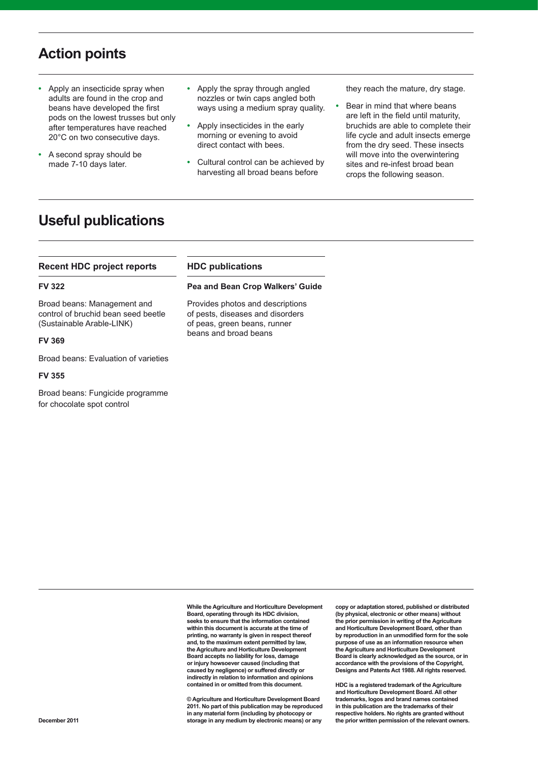## Action points

- Apply an insecticide spray when adults are found in the crop and beans have developed the first pods on the lowest trusses but only after temperatures have reached 20°C on two consecutive days.
- A second spray should be made 7-10 days later.
- Apply the spray through angled nozzles or twin caps angled both ways using a medium spray quality.
- Apply insecticides in the early morning or evening to avoid direct contact with bees.
- Cultural control can be achieved by harvesting all broad beans before they reach the mature, dry stage.
- Bear in mind that where beans are left in the field until maturity, bruchids are able to complete their life cycle and adult insects emerge from the dry seed. These insects will move into the overwintering sites and re-infest broad bean crops the following season.

## Useful publications

### Recent HDC project reports

**FV 322**

Broad beans: Management and control of bruchid bean seed beetle (Sustainable Arable-LINK)

**FV 369**

Broad beans: Evaluation of varieties

**FV 355**

Broad beans: Fungicide programme for chocolate spot control

### HDC publications

**Pea and Bean Crop Walkers' Guide**

Provides photos and descriptions of pests, diseases and disorders of peas, green beans, runner beans and broad beans

December 2011

**While the Agriculture and Horticulture Development Board, operating through its HDC division, seeks to ensure that the information contained within this document is accurate at the time of printing, no warranty is given in respect thereof and, to the maximum extent permitted by law, the Agriculture and Horticulture Development Board accepts no liability for loss, damage or injury howsoever caused (including that caused by negligence) or suffered directly or indirectly in relation to information and opinions contained in or omitted from this document.**

**© Agriculture and Horticulture Development Board 2011. No part of this publication may be reproduced in any material form (including by photocopy or storage in any medium by electronic means) or any copy or adaptation stored, published or distributed (by physical, electronic or other means) without the prior permission in writing of the Agriculture and Horticulture Development Board, other than by reproduction in an unmodified form for the sole purpose of use as an information resource when the Agriculture and Horticulture Development Board is clearly acknowledged as the source, or in accordance with the provisions of the Copyright, Designs and Patents Act 1988. All rights reserved.**

**HDC is a registered trademark of the Agriculture and Horticulture Development Board. All other trademarks, logos and brand names contained in this publication are the trademarks of their respective holders. No rights are granted without the prior written permission of the relevant owners.**